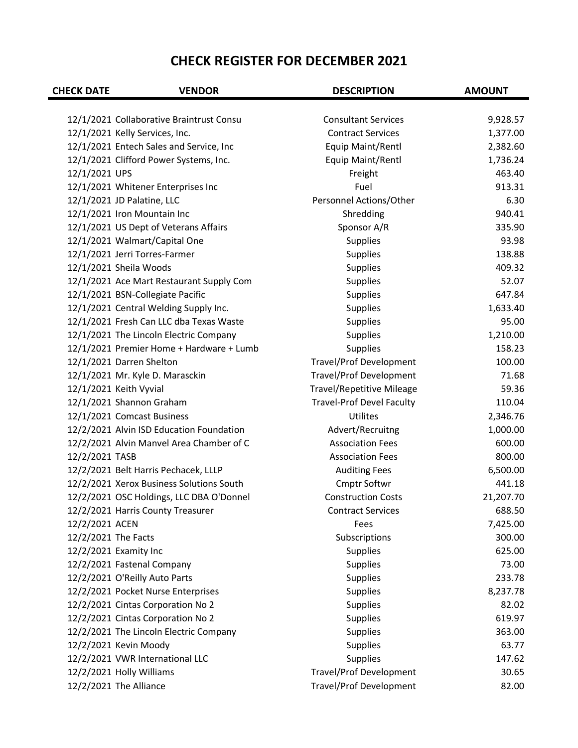# CHECK REGISTER FOR DECEMBER 2021

| CHECK DATE | VENDOR | DESCRIPTION | AMOUNT |
|---|---|---|---|
| 12/1/2021 | Collaborative Braintrust Consu | Consultant Services | 9,928.57 |
| 12/1/2021 | Kelly Services, Inc. | Contract Services | 1,377.00 |
| 12/1/2021 | Entech Sales and Service, Inc | Equip Maint/Rentl | 2,382.60 |
| 12/1/2021 | Clifford Power Systems, Inc. | Equip Maint/Rentl | 1,736.24 |
| 12/1/2021 | UPS | Freight | 463.40 |
| 12/1/2021 | Whitener Enterprises Inc | Fuel | 913.31 |
| 12/1/2021 | JD Palatine, LLC | Personnel Actions/Other | 6.30 |
| 12/1/2021 | Iron Mountain Inc | Shredding | 940.41 |
| 12/1/2021 | US Dept of Veterans Affairs | Sponsor A/R | 335.90 |
| 12/1/2021 | Walmart/Capital One | Supplies | 93.98 |
| 12/1/2021 | Jerri Torres-Farmer | Supplies | 138.88 |
| 12/1/2021 | Sheila Woods | Supplies | 409.32 |
| 12/1/2021 | Ace Mart Restaurant Supply Com | Supplies | 52.07 |
| 12/1/2021 | BSN-Collegiate Pacific | Supplies | 647.84 |
| 12/1/2021 | Central Welding Supply Inc. | Supplies | 1,633.40 |
| 12/1/2021 | Fresh Can LLC dba Texas Waste | Supplies | 95.00 |
| 12/1/2021 | The Lincoln Electric Company | Supplies | 1,210.00 |
| 12/1/2021 | Premier Home + Hardware + Lumb | Supplies | 158.23 |
| 12/1/2021 | Darren Shelton | Travel/Prof Development | 100.00 |
| 12/1/2021 | Mr. Kyle D. Marasckin | Travel/Prof Development | 71.68 |
| 12/1/2021 | Keith Vyvial | Travel/Repetitive Mileage | 59.36 |
| 12/1/2021 | Shannon Graham | Travel-Prof Devel Faculty | 110.04 |
| 12/1/2021 | Comcast Business | Utilites | 2,346.76 |
| 12/2/2021 | Alvin ISD Education Foundation | Advert/Recruitng | 1,000.00 |
| 12/2/2021 | Alvin Manvel Area Chamber of C | Association Fees | 600.00 |
| 12/2/2021 | TASB | Association Fees | 800.00 |
| 12/2/2021 | Belt Harris Pechacek, LLLP | Auditing Fees | 6,500.00 |
| 12/2/2021 | Xerox Business Solutions South | Cmptr Softwr | 441.18 |
| 12/2/2021 | OSC Holdings, LLC DBA O'Donnel | Construction Costs | 21,207.70 |
| 12/2/2021 | Harris County Treasurer | Contract Services | 688.50 |
| 12/2/2021 | ACEN | Fees | 7,425.00 |
| 12/2/2021 | The Facts | Subscriptions | 300.00 |
| 12/2/2021 | Examity Inc | Supplies | 625.00 |
| 12/2/2021 | Fastenal Company | Supplies | 73.00 |
| 12/2/2021 | O'Reilly Auto Parts | Supplies | 233.78 |
| 12/2/2021 | Pocket Nurse Enterprises | Supplies | 8,237.78 |
| 12/2/2021 | Cintas Corporation No 2 | Supplies | 82.02 |
| 12/2/2021 | Cintas Corporation No 2 | Supplies | 619.97 |
| 12/2/2021 | The Lincoln Electric Company | Supplies | 363.00 |
| 12/2/2021 | Kevin Moody | Supplies | 63.77 |
| 12/2/2021 | VWR International LLC | Supplies | 147.62 |
| 12/2/2021 | Holly Williams | Travel/Prof Development | 30.65 |
| 12/2/2021 | The Alliance | Travel/Prof Development | 82.00 |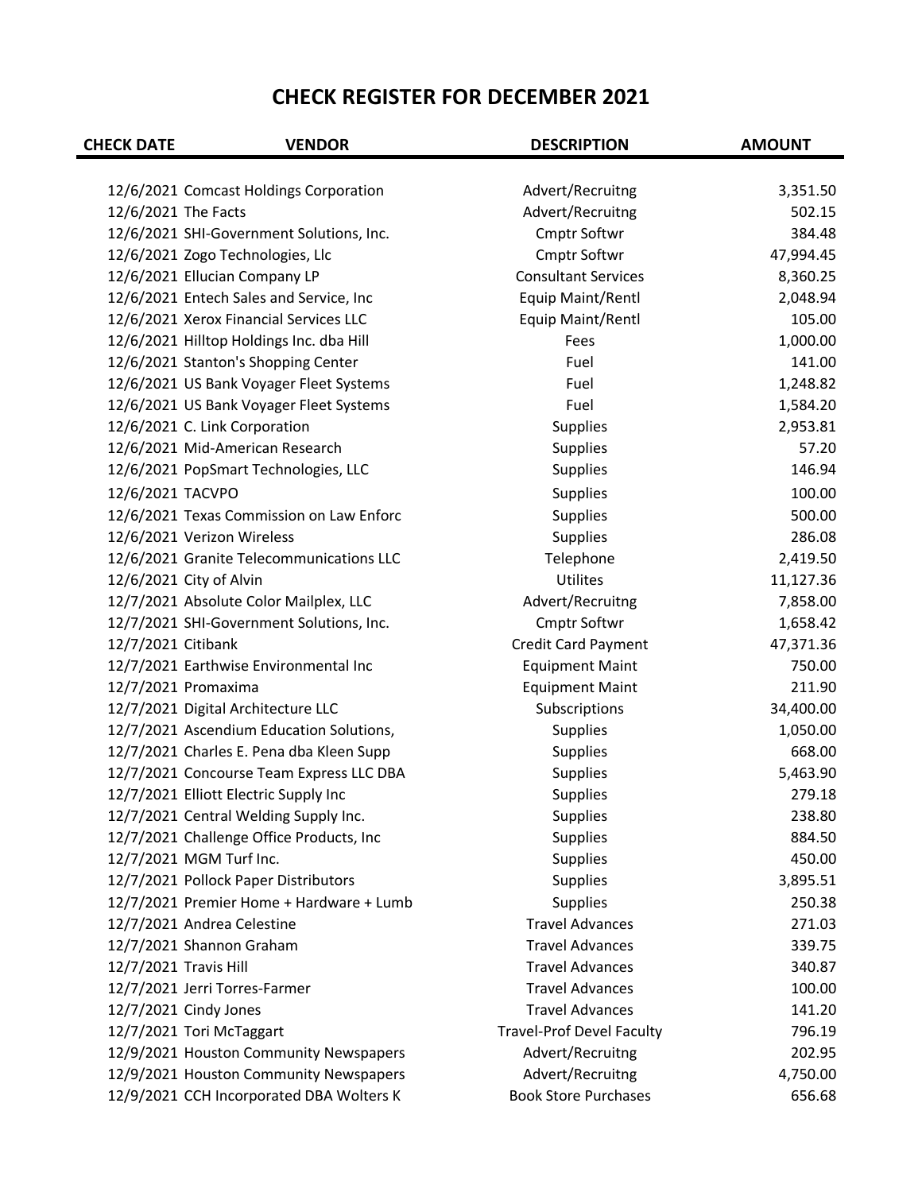# CHECK REGISTER FOR DECEMBER 2021

| CHECK DATE | VENDOR | DESCRIPTION | AMOUNT |
|---|---|---|---|
| 12/6/2021 | Comcast Holdings Corporation | Advert/Recruitng | 3,351.50 |
| 12/6/2021 | The Facts | Advert/Recruitng | 502.15 |
| 12/6/2021 | SHI-Government Solutions, Inc. | Cmptr Softwr | 384.48 |
| 12/6/2021 | Zogo Technologies, Llc | Cmptr Softwr | 47,994.45 |
| 12/6/2021 | Ellucian Company LP | Consultant Services | 8,360.25 |
| 12/6/2021 | Entech Sales and Service, Inc | Equip Maint/Rentl | 2,048.94 |
| 12/6/2021 | Xerox Financial Services LLC | Equip Maint/Rentl | 105.00 |
| 12/6/2021 | Hilltop Holdings Inc. dba Hill | Fees | 1,000.00 |
| 12/6/2021 | Stanton's Shopping Center | Fuel | 141.00 |
| 12/6/2021 | US Bank Voyager Fleet Systems | Fuel | 1,248.82 |
| 12/6/2021 | US Bank Voyager Fleet Systems | Fuel | 1,584.20 |
| 12/6/2021 | C. Link Corporation | Supplies | 2,953.81 |
| 12/6/2021 | Mid-American Research | Supplies | 57.20 |
| 12/6/2021 | PopSmart Technologies, LLC | Supplies | 146.94 |
| 12/6/2021 | TACVPO | Supplies | 100.00 |
| 12/6/2021 | Texas Commission on Law Enforc | Supplies | 500.00 |
| 12/6/2021 | Verizon Wireless | Supplies | 286.08 |
| 12/6/2021 | Granite Telecommunications LLC | Telephone | 2,419.50 |
| 12/6/2021 | City of Alvin | Utilites | 11,127.36 |
| 12/7/2021 | Absolute Color Mailplex, LLC | Advert/Recruitng | 7,858.00 |
| 12/7/2021 | SHI-Government Solutions, Inc. | Cmptr Softwr | 1,658.42 |
| 12/7/2021 | Citibank | Credit Card Payment | 47,371.36 |
| 12/7/2021 | Earthwise Environmental Inc | Equipment Maint | 750.00 |
| 12/7/2021 | Promaxima | Equipment Maint | 211.90 |
| 12/7/2021 | Digital Architecture LLC | Subscriptions | 34,400.00 |
| 12/7/2021 | Ascendium Education Solutions, | Supplies | 1,050.00 |
| 12/7/2021 | Charles E. Pena dba Kleen Supp | Supplies | 668.00 |
| 12/7/2021 | Concourse Team Express LLC DBA | Supplies | 5,463.90 |
| 12/7/2021 | Elliott Electric Supply Inc | Supplies | 279.18 |
| 12/7/2021 | Central Welding Supply Inc. | Supplies | 238.80 |
| 12/7/2021 | Challenge Office Products, Inc | Supplies | 884.50 |
| 12/7/2021 | MGM Turf Inc. | Supplies | 450.00 |
| 12/7/2021 | Pollock Paper Distributors | Supplies | 3,895.51 |
| 12/7/2021 | Premier Home + Hardware + Lumb | Supplies | 250.38 |
| 12/7/2021 | Andrea Celestine | Travel Advances | 271.03 |
| 12/7/2021 | Shannon Graham | Travel Advances | 339.75 |
| 12/7/2021 | Travis Hill | Travel Advances | 340.87 |
| 12/7/2021 | Jerri Torres-Farmer | Travel Advances | 100.00 |
| 12/7/2021 | Cindy Jones | Travel Advances | 141.20 |
| 12/7/2021 | Tori McTaggart | Travel-Prof Devel Faculty | 796.19 |
| 12/9/2021 | Houston Community Newspapers | Advert/Recruitng | 202.95 |
| 12/9/2021 | Houston Community Newspapers | Advert/Recruitng | 4,750.00 |
| 12/9/2021 | CCH Incorporated DBA Wolters K | Book Store Purchases | 656.68 |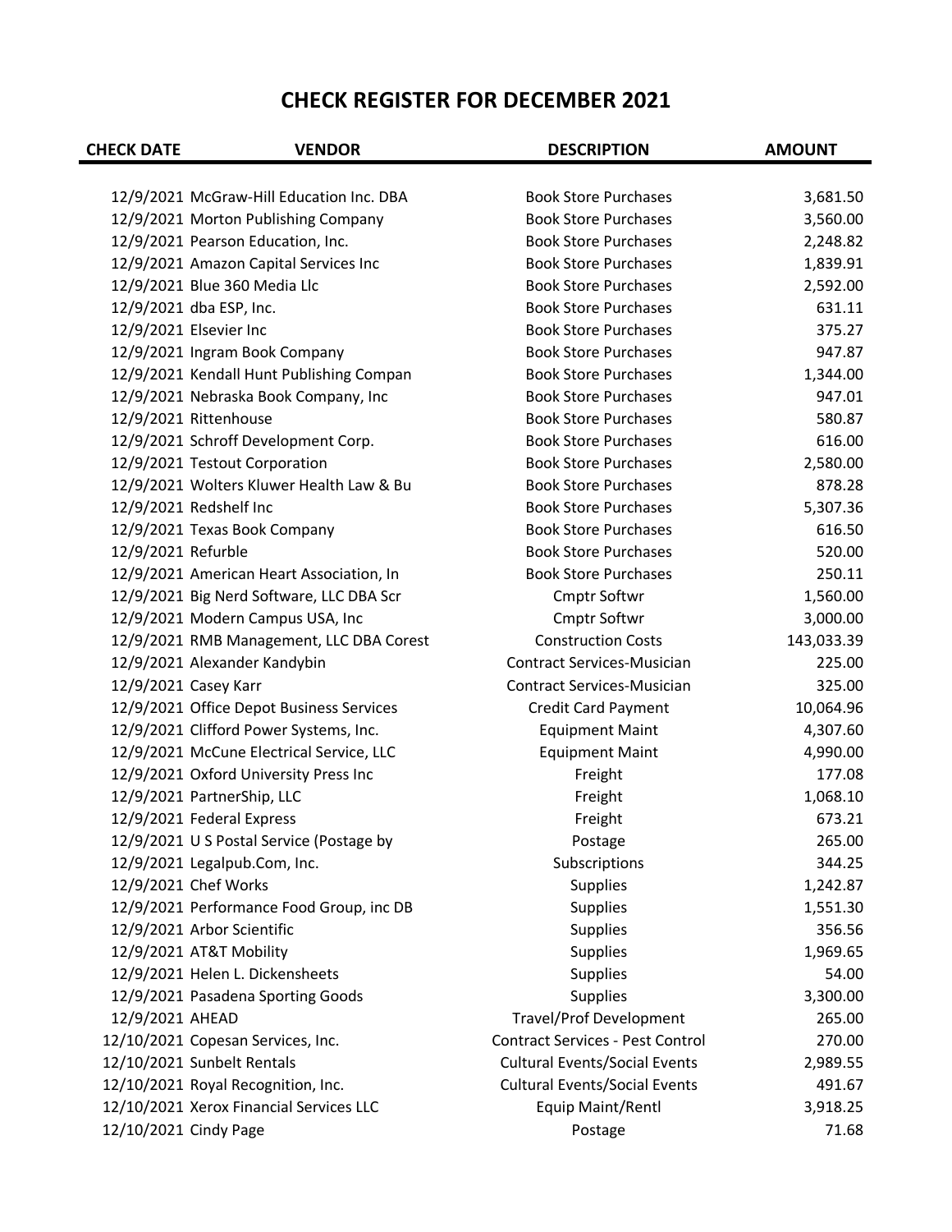# CHECK REGISTER FOR DECEMBER 2021

| CHECK DATE | VENDOR | DESCRIPTION | AMOUNT |
|---|---|---|---|
| 12/9/2021 | McGraw-Hill Education Inc. DBA | Book Store Purchases | 3,681.50 |
| 12/9/2021 | Morton Publishing Company | Book Store Purchases | 3,560.00 |
| 12/9/2021 | Pearson Education, Inc. | Book Store Purchases | 2,248.82 |
| 12/9/2021 | Amazon Capital Services Inc | Book Store Purchases | 1,839.91 |
| 12/9/2021 | Blue 360 Media Llc | Book Store Purchases | 2,592.00 |
| 12/9/2021 | dba ESP, Inc. | Book Store Purchases | 631.11 |
| 12/9/2021 | Elsevier Inc | Book Store Purchases | 375.27 |
| 12/9/2021 | Ingram Book Company | Book Store Purchases | 947.87 |
| 12/9/2021 | Kendall Hunt Publishing Compan | Book Store Purchases | 1,344.00 |
| 12/9/2021 | Nebraska Book Company, Inc | Book Store Purchases | 947.01 |
| 12/9/2021 | Rittenhouse | Book Store Purchases | 580.87 |
| 12/9/2021 | Schroff Development Corp. | Book Store Purchases | 616.00 |
| 12/9/2021 | Testout Corporation | Book Store Purchases | 2,580.00 |
| 12/9/2021 | Wolters Kluwer Health Law & Bu | Book Store Purchases | 878.28 |
| 12/9/2021 | Redshelf Inc | Book Store Purchases | 5,307.36 |
| 12/9/2021 | Texas Book Company | Book Store Purchases | 616.50 |
| 12/9/2021 | Refurble | Book Store Purchases | 520.00 |
| 12/9/2021 | American Heart Association, In | Book Store Purchases | 250.11 |
| 12/9/2021 | Big Nerd Software, LLC DBA Scr | Cmptr Softwr | 1,560.00 |
| 12/9/2021 | Modern Campus USA, Inc | Cmptr Softwr | 3,000.00 |
| 12/9/2021 | RMB Management, LLC DBA Corest | Construction Costs | 143,033.39 |
| 12/9/2021 | Alexander Kandybin | Contract Services-Musician | 225.00 |
| 12/9/2021 | Casey Karr | Contract Services-Musician | 325.00 |
| 12/9/2021 | Office Depot Business Services | Credit Card Payment | 10,064.96 |
| 12/9/2021 | Clifford Power Systems, Inc. | Equipment Maint | 4,307.60 |
| 12/9/2021 | McCune Electrical Service, LLC | Equipment Maint | 4,990.00 |
| 12/9/2021 | Oxford University Press Inc | Freight | 177.08 |
| 12/9/2021 | PartnerShip, LLC | Freight | 1,068.10 |
| 12/9/2021 | Federal Express | Freight | 673.21 |
| 12/9/2021 | U S Postal Service (Postage by | Postage | 265.00 |
| 12/9/2021 | Legalpub.Com, Inc. | Subscriptions | 344.25 |
| 12/9/2021 | Chef Works | Supplies | 1,242.87 |
| 12/9/2021 | Performance Food Group, inc DB | Supplies | 1,551.30 |
| 12/9/2021 | Arbor Scientific | Supplies | 356.56 |
| 12/9/2021 | AT&T Mobility | Supplies | 1,969.65 |
| 12/9/2021 | Helen L. Dickensheets | Supplies | 54.00 |
| 12/9/2021 | Pasadena Sporting Goods | Supplies | 3,300.00 |
| 12/9/2021 | AHEAD | Travel/Prof Development | 265.00 |
| 12/10/2021 | Copesan Services, Inc. | Contract Services - Pest Control | 270.00 |
| 12/10/2021 | Sunbelt Rentals | Cultural Events/Social Events | 2,989.55 |
| 12/10/2021 | Royal Recognition, Inc. | Cultural Events/Social Events | 491.67 |
| 12/10/2021 | Xerox Financial Services LLC | Equip Maint/Rentl | 3,918.25 |
| 12/10/2021 | Cindy Page | Postage | 71.68 |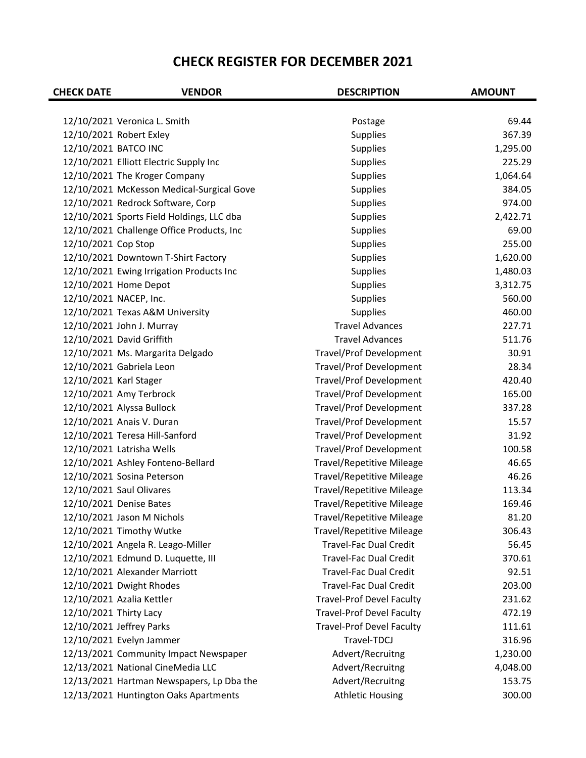# CHECK REGISTER FOR DECEMBER 2021

| CHECK DATE | VENDOR | DESCRIPTION | AMOUNT |
|---|---|---|---|
| 12/10/2021 | Veronica L. Smith | Postage | 69.44 |
| 12/10/2021 | Robert Exley | Supplies | 367.39 |
| 12/10/2021 | BATCO INC | Supplies | 1,295.00 |
| 12/10/2021 | Elliott Electric Supply Inc | Supplies | 225.29 |
| 12/10/2021 | The Kroger Company | Supplies | 1,064.64 |
| 12/10/2021 | McKesson Medical-Surgical Gove | Supplies | 384.05 |
| 12/10/2021 | Redrock Software, Corp | Supplies | 974.00 |
| 12/10/2021 | Sports Field Holdings, LLC dba | Supplies | 2,422.71 |
| 12/10/2021 | Challenge Office Products, Inc | Supplies | 69.00 |
| 12/10/2021 | Cop Stop | Supplies | 255.00 |
| 12/10/2021 | Downtown T-Shirt Factory | Supplies | 1,620.00 |
| 12/10/2021 | Ewing Irrigation Products Inc | Supplies | 1,480.03 |
| 12/10/2021 | Home Depot | Supplies | 3,312.75 |
| 12/10/2021 | NACEP, Inc. | Supplies | 560.00 |
| 12/10/2021 | Texas A&M University | Supplies | 460.00 |
| 12/10/2021 | John J. Murray | Travel Advances | 227.71 |
| 12/10/2021 | David Griffith | Travel Advances | 511.76 |
| 12/10/2021 | Ms. Margarita Delgado | Travel/Prof Development | 30.91 |
| 12/10/2021 | Gabriela Leon | Travel/Prof Development | 28.34 |
| 12/10/2021 | Karl Stager | Travel/Prof Development | 420.40 |
| 12/10/2021 | Amy Terbrock | Travel/Prof Development | 165.00 |
| 12/10/2021 | Alyssa Bullock | Travel/Prof Development | 337.28 |
| 12/10/2021 | Anais V. Duran | Travel/Prof Development | 15.57 |
| 12/10/2021 | Teresa Hill-Sanford | Travel/Prof Development | 31.92 |
| 12/10/2021 | Latrisha Wells | Travel/Prof Development | 100.58 |
| 12/10/2021 | Ashley Fonteno-Bellard | Travel/Repetitive Mileage | 46.65 |
| 12/10/2021 | Sosina Peterson | Travel/Repetitive Mileage | 46.26 |
| 12/10/2021 | Saul Olivares | Travel/Repetitive Mileage | 113.34 |
| 12/10/2021 | Denise Bates | Travel/Repetitive Mileage | 169.46 |
| 12/10/2021 | Jason M Nichols | Travel/Repetitive Mileage | 81.20 |
| 12/10/2021 | Timothy Wutke | Travel/Repetitive Mileage | 306.43 |
| 12/10/2021 | Angela R. Leago-Miller | Travel-Fac Dual Credit | 56.45 |
| 12/10/2021 | Edmund D. Luquette, III | Travel-Fac Dual Credit | 370.61 |
| 12/10/2021 | Alexander Marriott | Travel-Fac Dual Credit | 92.51 |
| 12/10/2021 | Dwight Rhodes | Travel-Fac Dual Credit | 203.00 |
| 12/10/2021 | Azalia Kettler | Travel-Prof Devel Faculty | 231.62 |
| 12/10/2021 | Thirty Lacy | Travel-Prof Devel Faculty | 472.19 |
| 12/10/2021 | Jeffrey Parks | Travel-Prof Devel Faculty | 111.61 |
| 12/10/2021 | Evelyn Jammer | Travel-TDCJ | 316.96 |
| 12/13/2021 | Community Impact Newspaper | Advert/Recruitng | 1,230.00 |
| 12/13/2021 | National CineMedia LLC | Advert/Recruitng | 4,048.00 |
| 12/13/2021 | Hartman Newspapers, Lp Dba the | Advert/Recruitng | 153.75 |
| 12/13/2021 | Huntington Oaks Apartments | Athletic Housing | 300.00 |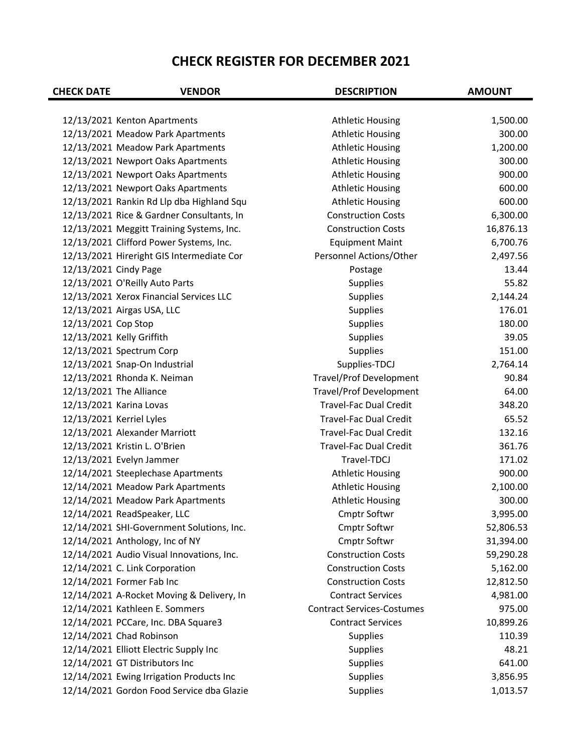# CHECK REGISTER FOR DECEMBER 2021

| CHECK DATE | VENDOR | DESCRIPTION | AMOUNT |
|---|---|---|---|
| 12/13/2021 | Kenton Apartments | Athletic Housing | 1,500.00 |
| 12/13/2021 | Meadow Park Apartments | Athletic Housing | 300.00 |
| 12/13/2021 | Meadow Park Apartments | Athletic Housing | 1,200.00 |
| 12/13/2021 | Newport Oaks Apartments | Athletic Housing | 300.00 |
| 12/13/2021 | Newport Oaks Apartments | Athletic Housing | 900.00 |
| 12/13/2021 | Newport Oaks Apartments | Athletic Housing | 600.00 |
| 12/13/2021 | Rankin Rd Llp dba Highland Squ | Athletic Housing | 600.00 |
| 12/13/2021 | Rice & Gardner Consultants, In | Construction Costs | 6,300.00 |
| 12/13/2021 | Meggitt Training Systems, Inc. | Construction Costs | 16,876.13 |
| 12/13/2021 | Clifford Power Systems, Inc. | Equipment Maint | 6,700.76 |
| 12/13/2021 | Hireright GIS Intermediate Cor | Personnel Actions/Other | 2,497.56 |
| 12/13/2021 | Cindy Page | Postage | 13.44 |
| 12/13/2021 | O'Reilly Auto Parts | Supplies | 55.82 |
| 12/13/2021 | Xerox Financial Services LLC | Supplies | 2,144.24 |
| 12/13/2021 | Airgas USA, LLC | Supplies | 176.01 |
| 12/13/2021 | Cop Stop | Supplies | 180.00 |
| 12/13/2021 | Kelly Griffith | Supplies | 39.05 |
| 12/13/2021 | Spectrum Corp | Supplies | 151.00 |
| 12/13/2021 | Snap-On Industrial | Supplies-TDCJ | 2,764.14 |
| 12/13/2021 | Rhonda K. Neiman | Travel/Prof Development | 90.84 |
| 12/13/2021 | The Alliance | Travel/Prof Development | 64.00 |
| 12/13/2021 | Karina Lovas | Travel-Fac Dual Credit | 348.20 |
| 12/13/2021 | Kerriel Lyles | Travel-Fac Dual Credit | 65.52 |
| 12/13/2021 | Alexander Marriott | Travel-Fac Dual Credit | 132.16 |
| 12/13/2021 | Kristin L. O'Brien | Travel-Fac Dual Credit | 361.76 |
| 12/13/2021 | Evelyn Jammer | Travel-TDCJ | 171.02 |
| 12/14/2021 | Steeplechase Apartments | Athletic Housing | 900.00 |
| 12/14/2021 | Meadow Park Apartments | Athletic Housing | 2,100.00 |
| 12/14/2021 | Meadow Park Apartments | Athletic Housing | 300.00 |
| 12/14/2021 | ReadSpeaker, LLC | Cmptr Softwr | 3,995.00 |
| 12/14/2021 | SHI-Government Solutions, Inc. | Cmptr Softwr | 52,806.53 |
| 12/14/2021 | Anthology, Inc of NY | Cmptr Softwr | 31,394.00 |
| 12/14/2021 | Audio Visual Innovations, Inc. | Construction Costs | 59,290.28 |
| 12/14/2021 | C. Link Corporation | Construction Costs | 5,162.00 |
| 12/14/2021 | Former Fab Inc | Construction Costs | 12,812.50 |
| 12/14/2021 | A-Rocket Moving & Delivery, In | Contract Services | 4,981.00 |
| 12/14/2021 | Kathleen E. Sommers | Contract Services-Costumes | 975.00 |
| 12/14/2021 | PCCare, Inc. DBA Square3 | Contract Services | 10,899.26 |
| 12/14/2021 | Chad Robinson | Supplies | 110.39 |
| 12/14/2021 | Elliott Electric Supply Inc | Supplies | 48.21 |
| 12/14/2021 | GT Distributors Inc | Supplies | 641.00 |
| 12/14/2021 | Ewing Irrigation Products Inc | Supplies | 3,856.95 |
| 12/14/2021 | Gordon Food Service dba Glazie | Supplies | 1,013.57 |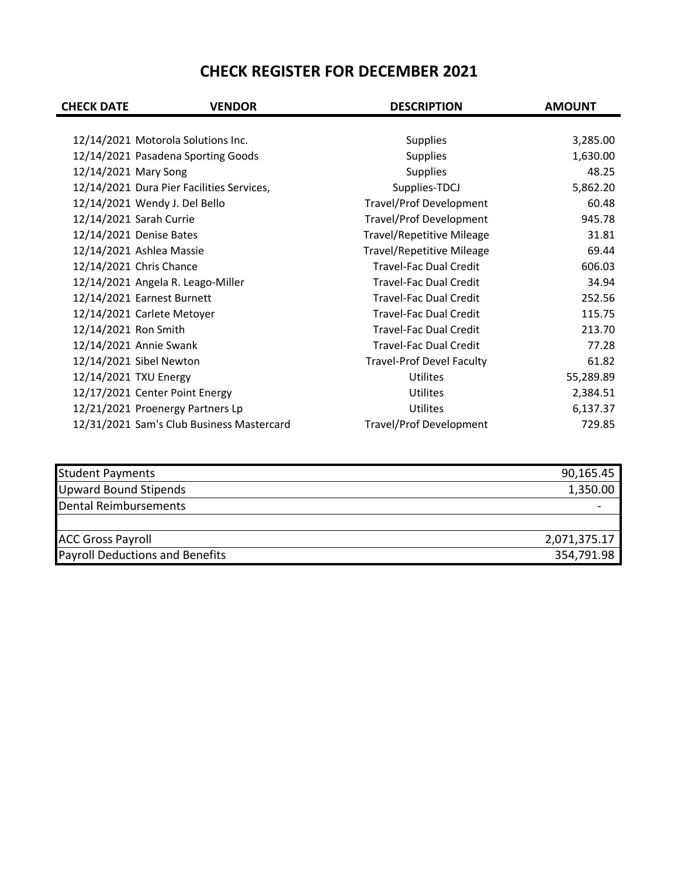# CHECK REGISTER FOR DECEMBER 2021

| CHECK DATE | VENDOR | DESCRIPTION | AMOUNT |
|---|---|---|---|
| 12/14/2021 | Motorola Solutions Inc. | Supplies | 3,285.00 |
| 12/14/2021 | Pasadena Sporting Goods | Supplies | 1,630.00 |
| 12/14/2021 | Mary Song | Supplies | 48.25 |
| 12/14/2021 | Dura Pier Facilities Services, | Supplies-TDCJ | 5,862.20 |
| 12/14/2021 | Wendy J. Del Bello | Travel/Prof Development | 60.48 |
| 12/14/2021 | Sarah Currie | Travel/Prof Development | 945.78 |
| 12/14/2021 | Denise Bates | Travel/Repetitive Mileage | 31.81 |
| 12/14/2021 | Ashlea Massie | Travel/Repetitive Mileage | 69.44 |
| 12/14/2021 | Chris Chance | Travel-Fac Dual Credit | 606.03 |
| 12/14/2021 | Angela R. Leago-Miller | Travel-Fac Dual Credit | 34.94 |
| 12/14/2021 | Earnest Burnett | Travel-Fac Dual Credit | 252.56 |
| 12/14/2021 | Carlete Metoyer | Travel-Fac Dual Credit | 115.75 |
| 12/14/2021 | Ron Smith | Travel-Fac Dual Credit | 213.70 |
| 12/14/2021 | Annie Swank | Travel-Fac Dual Credit | 77.28 |
| 12/14/2021 | Sibel Newton | Travel-Prof Devel Faculty | 61.82 |
| 12/14/2021 | TXU Energy | Utilites | 55,289.89 |
| 12/17/2021 | Center Point Energy | Utilites | 2,384.51 |
| 12/21/2021 | Proenergy Partners Lp | Utilites | 6,137.37 |
| 12/31/2021 | Sam's Club Business Mastercard | Travel/Prof Development | 729.85 |

| | |
|---|---|
| Student Payments | 90,165.45 |
| Upward Bound Stipends | 1,350.00 |
| Dental Reimbursements | - |
| | |
| ACC Gross Payroll | 2,071,375.17 |
| Payroll Deductions and Benefits | 354,791.98 |